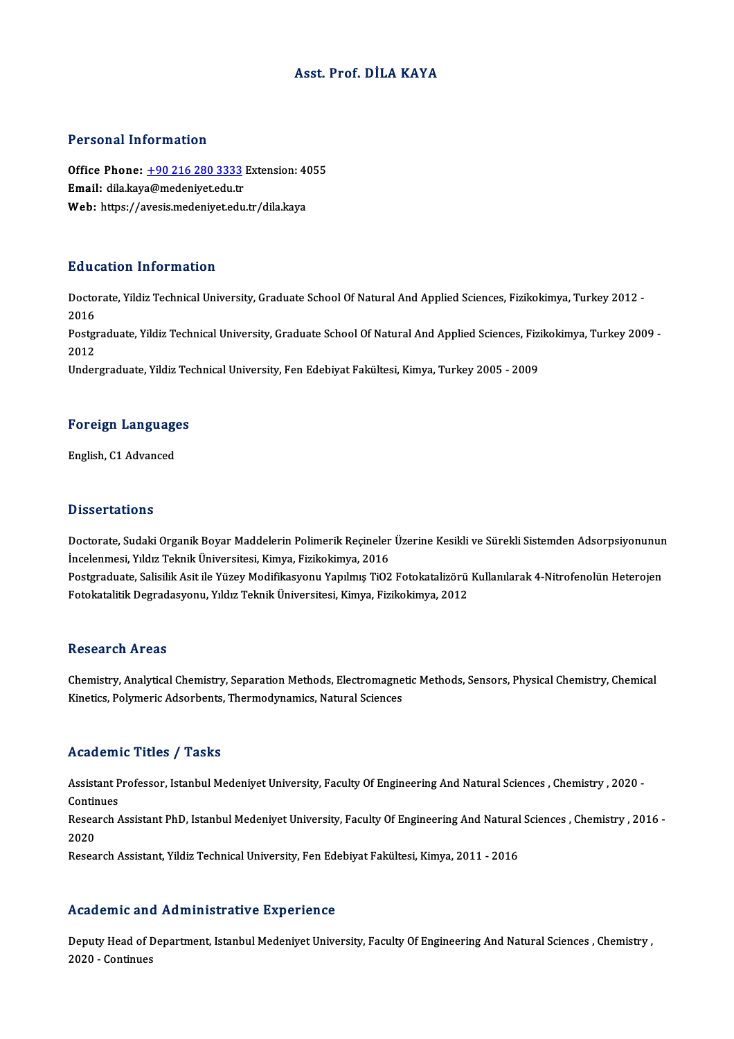# Asst. Prof. DİLA KAYA

## Personal Information

**Office Phone:** +90 216 280 3333 Extension: 4055
**Email:** dila.kaya@medeniyet.edu.tr
**Web:** https://avesis.medeniyet.edu.tr/dila.kaya

## Education Information

Doctorate, Yildiz Technical University, Graduate School Of Natural And Applied Sciences, Fizikokimya, Turkey 2012 - 2016

Postgraduate, Yildiz Technical University, Graduate School Of Natural And Applied Sciences, Fizikokimya, Turkey 2009 - 2012

Undergraduate, Yildiz Technical University, Fen Edebiyat Fakültesi, Kimya, Turkey 2005 - 2009

## Foreign Languages

English, C1 Advanced

## Dissertations

Doctorate, Sudaki Organik Boyar Maddelerin Polimerik Reçineler Üzerine Kesikli ve Sürekli Sistemden Adsorpsiyonunun İncelenmesi, Yıldız Teknik Üniversitesi, Kimya, Fizikokimya, 2016

Postgraduate, Salisilik Asit ile Yüzey Modifikasyonu Yapılmış TiO2 Fotokatalizörü Kullanılarak 4-Nitrofenolün Heterojen Fotokatalitik Degradasyonu, Yıldız Teknik Üniversitesi, Kimya, Fizikokimya, 2012

## Research Areas

Chemistry, Analytical Chemistry, Separation Methods, Electromagnetic Methods, Sensors, Physical Chemistry, Chemical Kinetics, Polymeric Adsorbents, Thermodynamics, Natural Sciences

## Academic Titles / Tasks

Assistant Professor, Istanbul Medeniyet University, Faculty Of Engineering And Natural Sciences , Chemistry , 2020 - Continues

Research Assistant PhD, Istanbul Medeniyet University, Faculty Of Engineering And Natural Sciences , Chemistry , 2016 - 2020

Research Assistant, Yildiz Technical University, Fen Edebiyat Fakültesi, Kimya, 2011 - 2016

## Academic and Administrative Experience

Deputy Head of Department, Istanbul Medeniyet University, Faculty Of Engineering And Natural Sciences , Chemistry , 2020 - Continues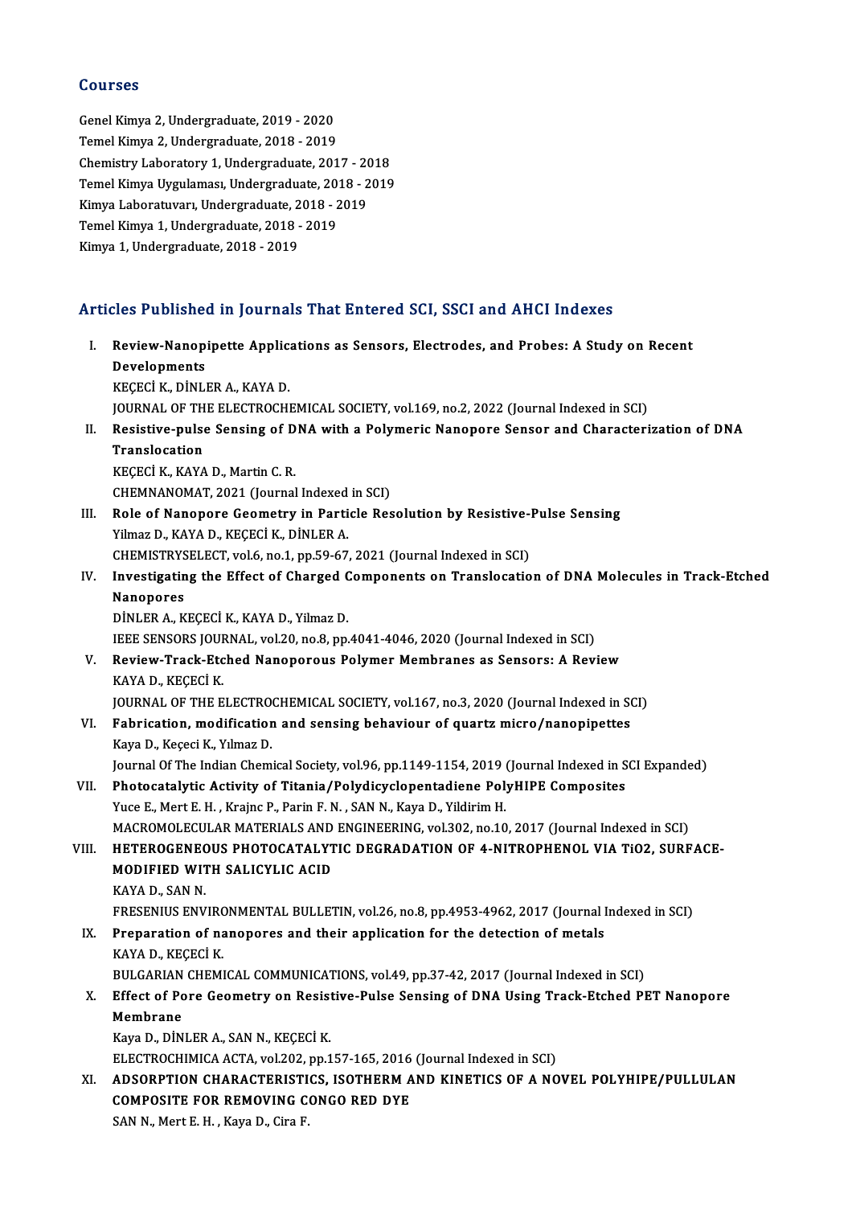## Courses

Genel Kimya 2, Undergraduate, 2019 - 2020
Temel Kimya 2, Undergraduate, 2018 - 2019
Chemistry Laboratory 1, Undergraduate, 2017 - 2018
Temel Kimya Uygulaması, Undergraduate, 2018 - 2019
Kimya Laboratuvarı, Undergraduate, 2018 - 2019
Temel Kimya 1, Undergraduate, 2018 - 2019
Kimya 1, Undergraduate, 2018 - 2019

## Articles Published in Journals That Entered SCI, SSCI and AHCI Indexes

I. **Review-Nanopipette Applications as Sensors, Electrodes, and Probes: A Study on Recent Developments**
KEÇECİ K., DİNLER A., KAYA D.
JOURNAL OF THE ELECTROCHEMICAL SOCIETY, vol.169, no.2, 2022 (Journal Indexed in SCI)

II. **Resistive-pulse Sensing of DNA with a Polymeric Nanopore Sensor and Characterization of DNA Translocation**
KEÇECİ K., KAYA D., Martin C. R.
CHEMNANOMAT, 2021 (Journal Indexed in SCI)

III. **Role of Nanopore Geometry in Particle Resolution by Resistive-Pulse Sensing**
Yilmaz D., KAYA D., KEÇECİ K., DİNLER A.
CHEMISTRYSELECT, vol.6, no.1, pp.59-67, 2021 (Journal Indexed in SCI)

IV. **Investigating the Effect of Charged Components on Translocation of DNA Molecules in Track-Etched Nanopores**
DİNLER A., KEÇECİ K., KAYA D., Yilmaz D.
IEEE SENSORS JOURNAL, vol.20, no.8, pp.4041-4046, 2020 (Journal Indexed in SCI)

V. **Review-Track-Etched Nanoporous Polymer Membranes as Sensors: A Review**
KAYA D., KEÇECİ K.
JOURNAL OF THE ELECTROCHEMICAL SOCIETY, vol.167, no.3, 2020 (Journal Indexed in SCI)

VI. **Fabrication, modification and sensing behaviour of quartz micro/nanopipettes**
Kaya D., Keçeci K., Yılmaz D.
Journal Of The Indian Chemical Society, vol.96, pp.1149-1154, 2019 (Journal Indexed in SCI Expanded)

VII. **Photocatalytic Activity of Titania/Polydicyclopentadiene PolyHIPE Composites**
Yuce E., Mert E. H. , Krajnc P., Parin F. N. , SAN N., Kaya D., Yildirim H.
MACROMOLECULAR MATERIALS AND ENGINEERING, vol.302, no.10, 2017 (Journal Indexed in SCI)

VIII. **HETEROGENEOUS PHOTOCATALYTIC DEGRADATION OF 4-NITROPHENOL VIA TiO2, SURFACE-MODIFIED WITH SALICYLIC ACID**
KAYA D., SAN N.
FRESENIUS ENVIRONMENTAL BULLETIN, vol.26, no.8, pp.4953-4962, 2017 (Journal Indexed in SCI)

IX. **Preparation of nanopores and their application for the detection of metals**
KAYA D., KEÇECİ K.
BULGARIAN CHEMICAL COMMUNICATIONS, vol.49, pp.37-42, 2017 (Journal Indexed in SCI)

X. **Effect of Pore Geometry on Resistive-Pulse Sensing of DNA Using Track-Etched PET Nanopore Membrane**
Kaya D., DİNLER A., SAN N., KEÇECİ K.
ELECTROCHIMICA ACTA, vol.202, pp.157-165, 2016 (Journal Indexed in SCI)

XI. **ADSORPTION CHARACTERISTICS, ISOTHERM AND KINETICS OF A NOVEL POLYHIPE/PULLULAN COMPOSITE FOR REMOVING CONGO RED DYE**
SAN N., Mert E. H. , Kaya D., Cira F.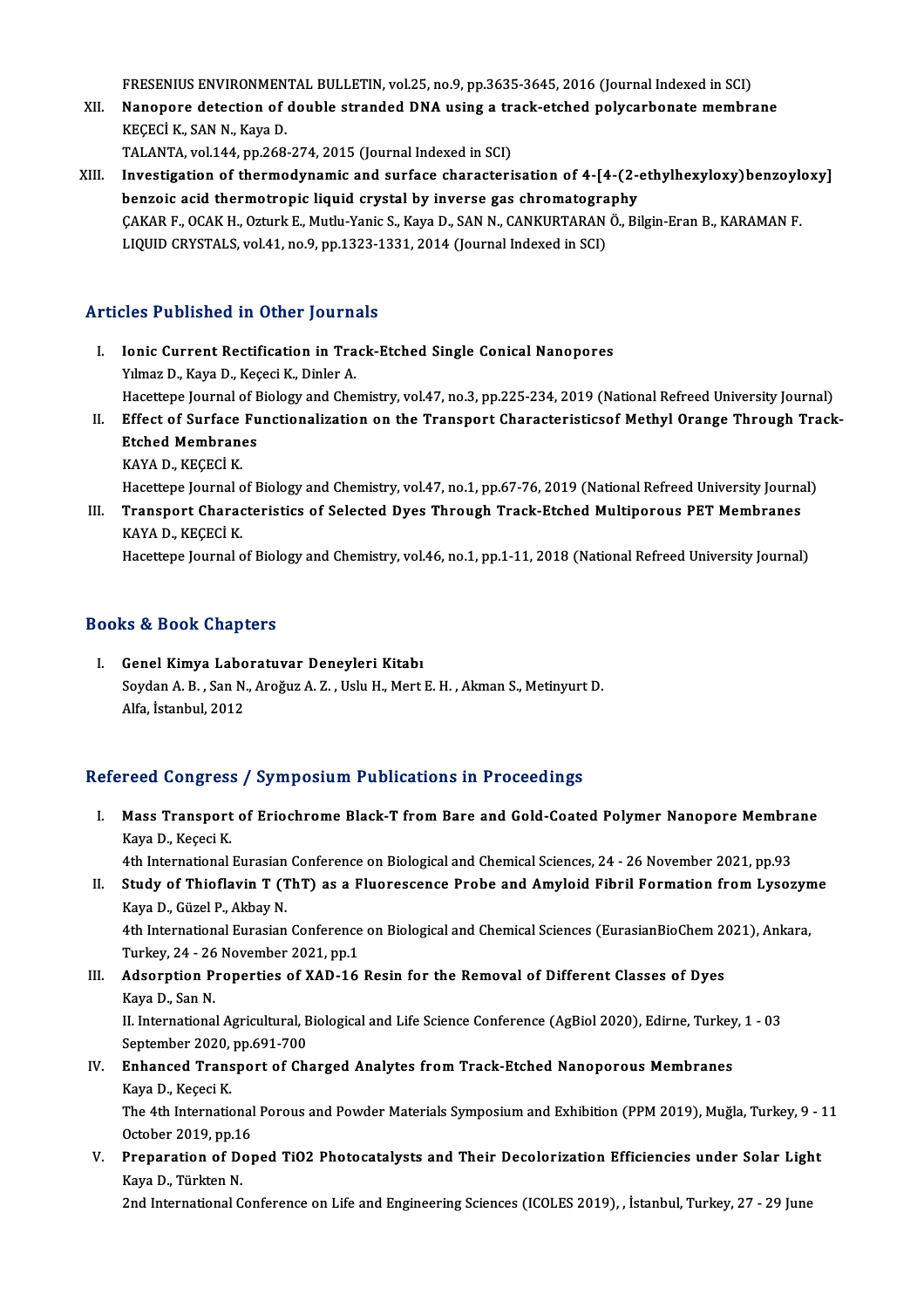FRESENIUS ENVIRONMENTAL BULLETIN, vol.25, no.9, pp.3635-3645, 2016 (Journal Indexed in SCI)

XII. **Nanopore detection of double stranded DNA using a track-etched polycarbonate membrane**
KEÇECİ K., SAN N., Kaya D.
TALANTA, vol.144, pp.268-274, 2015 (Journal Indexed in SCI)

XIII. **Investigation of thermodynamic and surface characterisation of 4-[4-(2-ethylhexyloxy)benzoyloxy] benzoic acid thermotropic liquid crystal by inverse gas chromatography**
ÇAKAR F., OCAK H., Ozturk E., Mutlu-Yanic S., Kaya D., SAN N., CANKURTARAN Ö., Bilgin-Eran B., KARAMAN F.
LIQUID CRYSTALS, vol.41, no.9, pp.1323-1331, 2014 (Journal Indexed in SCI)

## Articles Published in Other Journals

I. **Ionic Current Rectification in Track-Etched Single Conical Nanopores**
Yılmaz D., Kaya D., Keçeci K., Dinler A.
Hacettepe Journal of Biology and Chemistry, vol.47, no.3, pp.225-234, 2019 (National Refreed University Journal)

II. **Effect of Surface Functionalization on the Transport Characteristicsof Methyl Orange Through Track-Etched Membranes**
KAYA D., KEÇECİ K.
Hacettepe Journal of Biology and Chemistry, vol.47, no.1, pp.67-76, 2019 (National Refreed University Journal)

III. **Transport Characteristics of Selected Dyes Through Track-Etched Multiporous PET Membranes**
KAYA D., KEÇECİ K.
Hacettepe Journal of Biology and Chemistry, vol.46, no.1, pp.1-11, 2018 (National Refreed University Journal)

## Books & Book Chapters

I. **Genel Kimya Laboratuvar Deneyleri Kitabı**
Soydan A. B. , San N., Aroğuz A. Z. , Uslu H., Mert E. H. , Akman S., Metinyurt D.
Alfa, İstanbul, 2012

## Refereed Congress / Symposium Publications in Proceedings

I. **Mass Transport of Eriochrome Black-T from Bare and Gold-Coated Polymer Nanopore Membrane**
Kaya D., Keçeci K.
4th International Eurasian Conference on Biological and Chemical Sciences, 24 - 26 November 2021, pp.93

II. **Study of Thioflavin T (ThT) as a Fluorescence Probe and Amyloid Fibril Formation from Lysozyme**
Kaya D., Güzel P., Akbay N.
4th International Eurasian Conference on Biological and Chemical Sciences (EurasianBioChem 2021), Ankara, Turkey, 24 - 26 November 2021, pp.1

III. **Adsorption Properties of XAD-16 Resin for the Removal of Different Classes of Dyes**
Kaya D., San N.
II. International Agricultural, Biological and Life Science Conference (AgBiol 2020), Edirne, Turkey, 1 - 03 September 2020, pp.691-700

IV. **Enhanced Transport of Charged Analytes from Track-Etched Nanoporous Membranes**
Kaya D., Keçeci K.
The 4th International Porous and Powder Materials Symposium and Exhibition (PPM 2019), Muğla, Turkey, 9 - 11 October 2019, pp.16

V. **Preparation of Doped TiO2 Photocatalysts and Their Decolorization Efficiencies under Solar Light**
Kaya D., Türkten N.
2nd International Conference on Life and Engineering Sciences (ICOLES 2019), , İstanbul, Turkey, 27 - 29 June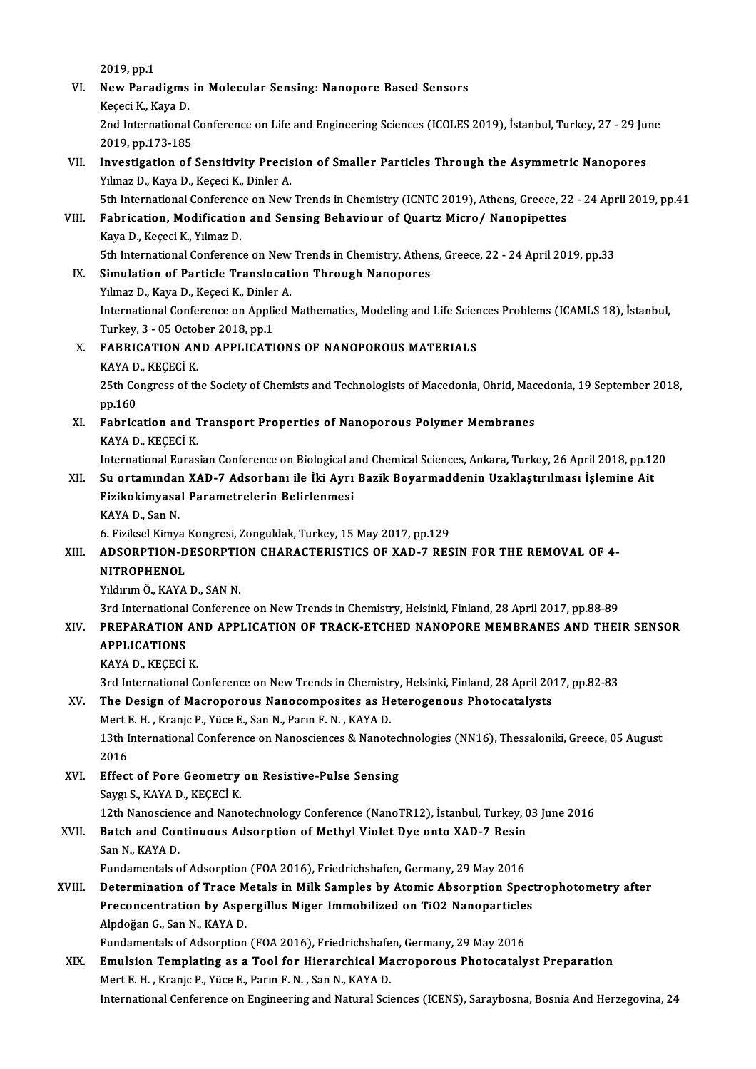2019, pp.1

VI. **New Paradigms in Molecular Sensing: Nanopore Based Sensors**
Keçeci K., Kaya D.
2nd International Conference on Life and Engineering Sciences (ICOLES 2019), İstanbul, Turkey, 27 - 29 June 2019, pp.173-185

VII. **Investigation of Sensitivity Precision of Smaller Particles Through the Asymmetric Nanopores**
Yılmaz D., Kaya D., Keçeci K., Dinler A.
5th International Conference on New Trends in Chemistry (ICNTC 2019), Athens, Greece, 22 - 24 April 2019, pp.41

VIII. **Fabrication, Modification and Sensing Behaviour of Quartz Micro/ Nanopipettes**
Kaya D., Keçeci K., Yılmaz D.
5th International Conference on New Trends in Chemistry, Athens, Greece, 22 - 24 April 2019, pp.33

IX. **Simulation of Particle Translocation Through Nanopores**
Yılmaz D., Kaya D., Keçeci K., Dinler A.
International Conference on Applied Mathematics, Modeling and Life Sciences Problems (ICAMLS 18), İstanbul, Turkey, 3 - 05 October 2018, pp.1

X. **FABRICATION AND APPLICATIONS OF NANOPOROUS MATERIALS**
KAYA D., KEÇECİ K.
25th Congress of the Society of Chemists and Technologists of Macedonia, Ohrid, Macedonia, 19 September 2018, pp.160

XI. **Fabrication and Transport Properties of Nanoporous Polymer Membranes**
KAYA D., KEÇECİ K.
International Eurasian Conference on Biological and Chemical Sciences, Ankara, Turkey, 26 April 2018, pp.120

XII. **Su ortamından XAD-7 Adsorbanı ile İki Ayrı Bazik Boyarmaddenin Uzaklaştırılması İşlemine Ait Fizikokimyasal Parametrelerin Belirlenmesi**
KAYA D., San N.
6. Fiziksel Kimya Kongresi, Zonguldak, Turkey, 15 May 2017, pp.129

XIII. **ADSORPTION-DESORPTION CHARACTERISTICS OF XAD-7 RESIN FOR THE REMOVAL OF 4-NITROPHENOL**
Yıldırım Ö., KAYA D., SAN N.
3rd International Conference on New Trends in Chemistry, Helsinki, Finland, 28 April 2017, pp.88-89

XIV. **PREPARATION AND APPLICATION OF TRACK-ETCHED NANOPORE MEMBRANES AND THEIR SENSOR APPLICATIONS**
KAYA D., KEÇECİ K.
3rd International Conference on New Trends in Chemistry, Helsinki, Finland, 28 April 2017, pp.82-83

XV. **The Design of Macroporous Nanocomposites as Heterogenous Photocatalysts**
Mert E. H. , Kranjc P., Yüce E., San N., Parın F. N. , KAYA D.
13th International Conference on Nanosciences & Nanotechnologies (NN16), Thessaloniki, Greece, 05 August 2016

XVI. **Effect of Pore Geometry on Resistive-Pulse Sensing**
Saygı S., KAYA D., KEÇECİ K.
12th Nanoscience and Nanotechnology Conference (NanoTR12), İstanbul, Turkey, 03 June 2016

XVII. **Batch and Continuous Adsorption of Methyl Violet Dye onto XAD-7 Resin**
San N., KAYA D.
Fundamentals of Adsorption (FOA 2016), Friedrichshafen, Germany, 29 May 2016

XVIII. **Determination of Trace Metals in Milk Samples by Atomic Absorption Spectrophotometry after Preconcentration by Aspergillus Niger Immobilized on TiO2 Nanoparticles**
Alpdoğan G., San N., KAYA D.
Fundamentals of Adsorption (FOA 2016), Friedrichshafen, Germany, 29 May 2016

XIX. **Emulsion Templating as a Tool for Hierarchical Macroporous Photocatalyst Preparation**
Mert E. H. , Kranjc P., Yüce E., Parın F. N. , San N., KAYA D.
International Cenference on Engineering and Natural Sciences (ICENS), Saraybosna, Bosnia And Herzegovina, 24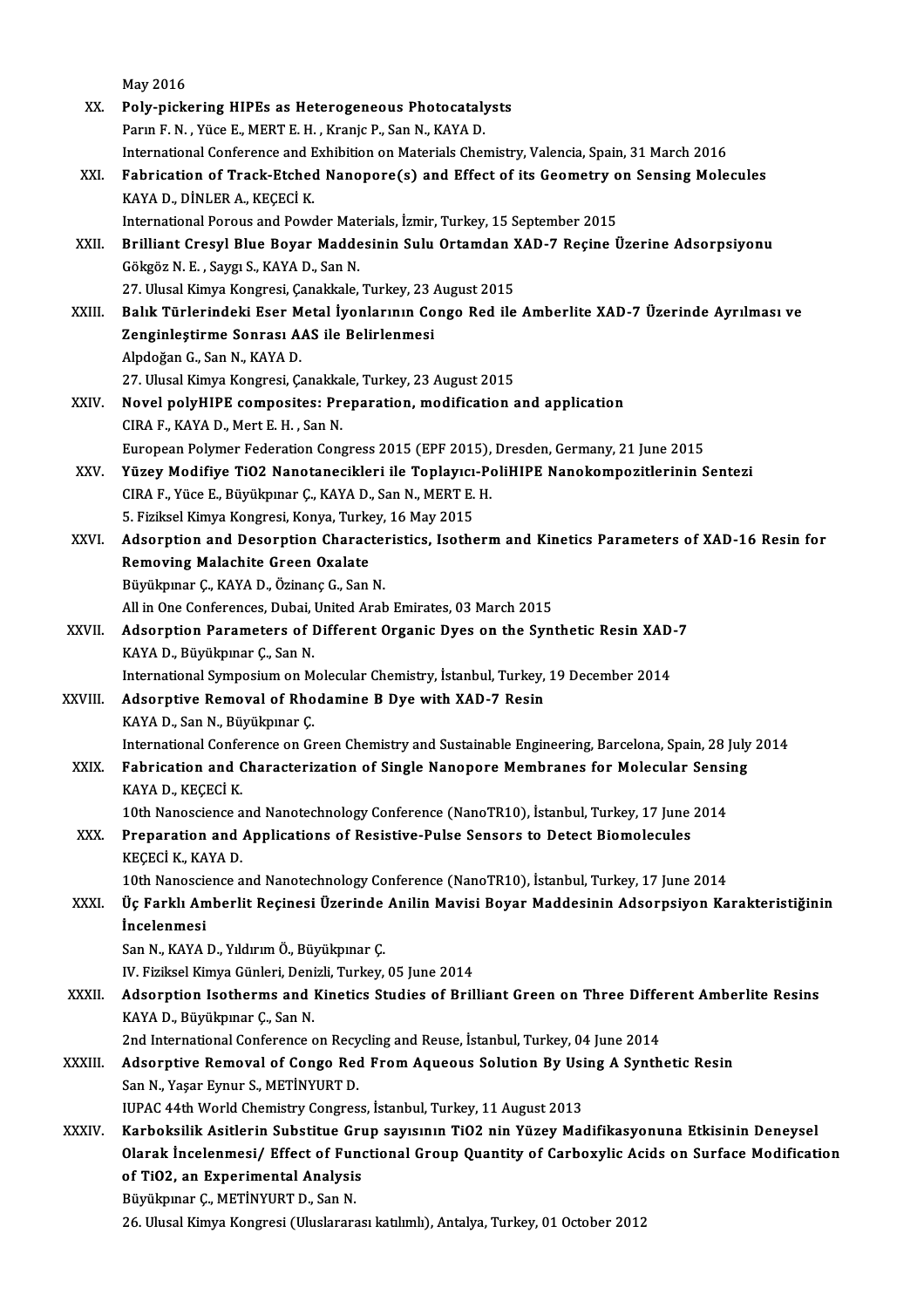May 2016

XX. **Poly-pickering HIPEs as Heterogeneous Photocatalysts**
Parın F. N. , Yüce E., MERT E. H. , Kranjc P., San N., KAYA D.
International Conference and Exhibition on Materials Chemistry, Valencia, Spain, 31 March 2016

XXI. **Fabrication of Track-Etched Nanopore(s) and Effect of its Geometry on Sensing Molecules**
KAYA D., DİNLER A., KEÇECİ K.
International Porous and Powder Materials, İzmir, Turkey, 15 September 2015

XXII. **Brilliant Cresyl Blue Boyar Maddesinin Sulu Ortamdan XAD-7 Reçine Üzerine Adsorpsiyonu**
Gökgöz N. E. , Saygı S., KAYA D., San N.
27. Ulusal Kimya Kongresi, Çanakkale, Turkey, 23 August 2015

XXIII. **Balık Türlerindeki Eser Metal İyonlarının Congo Red ile Amberlite XAD-7 Üzerinde Ayrılması ve Zenginleştirme Sonrası AAS ile Belirlenmesi**
Alpdoğan G., San N., KAYA D.
27. Ulusal Kimya Kongresi, Çanakkale, Turkey, 23 August 2015

XXIV. **Novel polyHIPE composites: Preparation, modification and application**
CIRA F., KAYA D., Mert E. H. , San N.
European Polymer Federation Congress 2015 (EPF 2015), Dresden, Germany, 21 June 2015

XXV. **Yüzey Modifiye TiO2 Nanotanecikleri ile Toplayıcı-PoliHIPE Nanokompozitlerinin Sentezi**
CIRA F., Yüce E., Büyükpınar Ç., KAYA D., San N., MERT E. H.
5. Fiziksel Kimya Kongresi, Konya, Turkey, 16 May 2015

XXVI. **Adsorption and Desorption Characteristics, Isotherm and Kinetics Parameters of XAD-16 Resin for Removing Malachite Green Oxalate**
Büyükpınar Ç., KAYA D., Özinanç G., San N.
All in One Conferences, Dubai, United Arab Emirates, 03 March 2015

XXVII. **Adsorption Parameters of Different Organic Dyes on the Synthetic Resin XAD-7**
KAYA D., Büyükpınar Ç., San N.
International Symposium on Molecular Chemistry, İstanbul, Turkey, 19 December 2014

XXVIII. **Adsorptive Removal of Rhodamine B Dye with XAD-7 Resin**
KAYA D., San N., Büyükpınar Ç.
International Conference on Green Chemistry and Sustainable Engineering, Barcelona, Spain, 28 July 2014

XXIX. **Fabrication and Characterization of Single Nanopore Membranes for Molecular Sensing**
KAYA D., KEÇECİ K.
10th Nanoscience and Nanotechnology Conference (NanoTR10), İstanbul, Turkey, 17 June 2014

XXX. **Preparation and Applications of Resistive-Pulse Sensors to Detect Biomolecules**
KEÇECİ K., KAYA D.
10th Nanoscience and Nanotechnology Conference (NanoTR10), İstanbul, Turkey, 17 June 2014

XXXI. **Üç Farklı Amberlit Reçinesi Üzerinde Anilin Mavisi Boyar Maddesinin Adsorpsiyon Karakteristiğinin İncelenmesi**
San N., KAYA D., Yıldırım Ö., Büyükpınar Ç.
IV. Fiziksel Kimya Günleri, Denizli, Turkey, 05 June 2014

XXXII. **Adsorption Isotherms and Kinetics Studies of Brilliant Green on Three Different Amberlite Resins**
KAYA D., Büyükpınar Ç., San N.
2nd International Conference on Recycling and Reuse, İstanbul, Turkey, 04 June 2014

XXXIII. **Adsorptive Removal of Congo Red From Aqueous Solution By Using A Synthetic Resin**
San N., Yaşar Eynur S., METİNYURT D.
IUPAC 44th World Chemistry Congress, İstanbul, Turkey, 11 August 2013

XXXIV. **Karboksilik Asitlerin Substitue Grup sayısının TiO2 nin Yüzey Madifikasyonuna Etkisinin Deneysel Olarak İncelenmesi/ Effect of Functional Group Quantity of Carboxylic Acids on Surface Modification of TiO2, an Experimental Analysis**
Büyükpınar Ç., METİNYURT D., San N.
26. Ulusal Kimya Kongresi (Uluslararası katılımlı), Antalya, Turkey, 01 October 2012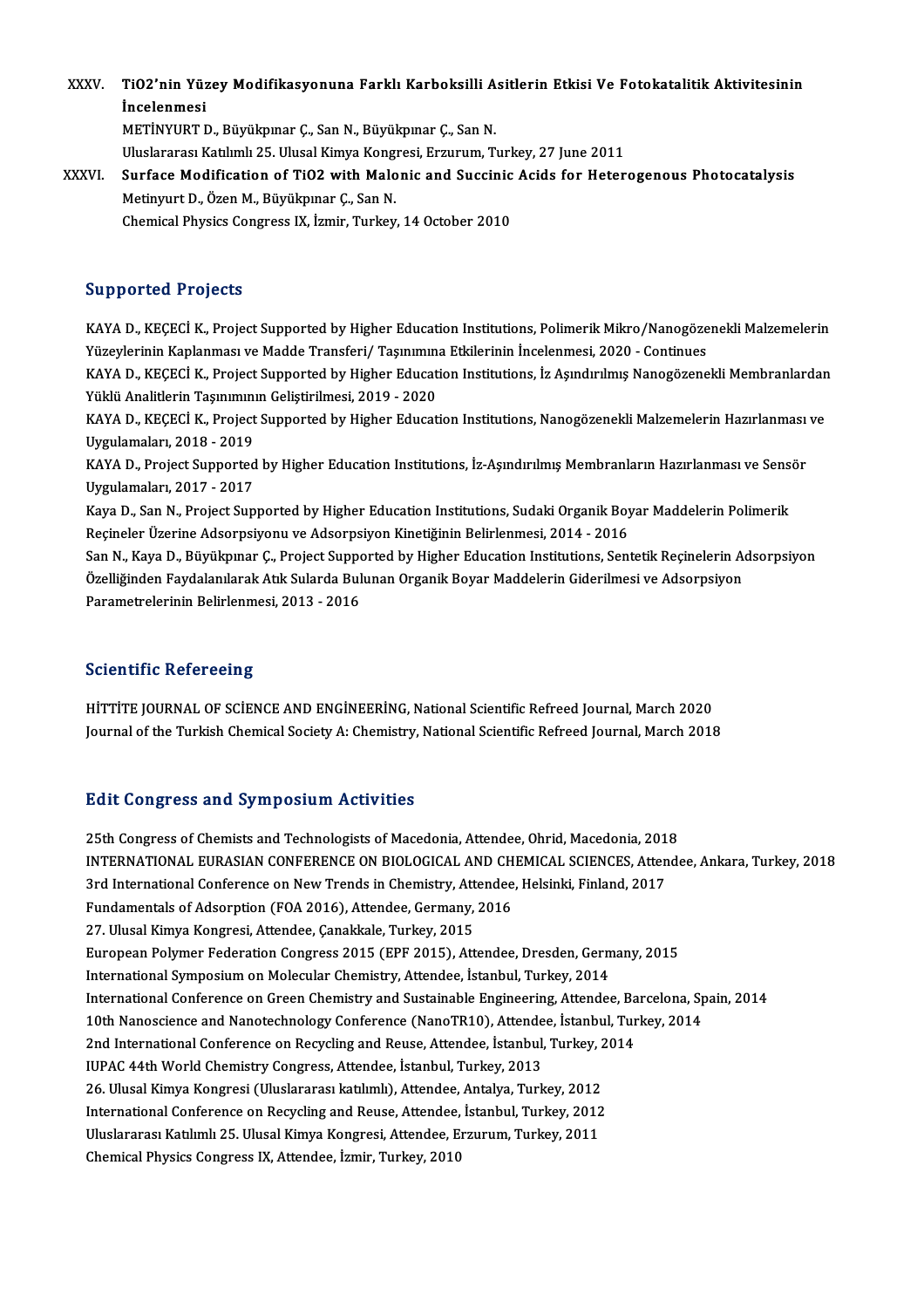XXXV. **TiO2'nin Yüzey Modifikasyonuna Farklı Karboksilli Asitlerin Etkisi Ve Fotokatalitik Aktivitesinin İncelenmesi**
METİNYURT D., Büyükpınar Ç., San N., Büyükpınar Ç., San N.
Uluslararası Katılımlı 25. Ulusal Kimya Kongresi, Erzurum, Turkey, 27 June 2011

XXXVI. **Surface Modification of TiO2 with Malonic and Succinic Acids for Heterogenous Photocatalysis**
Metinyurt D., Özen M., Büyükpınar Ç., San N.
Chemical Physics Congress IX, İzmir, Turkey, 14 October 2010

## Supported Projects

KAYA D., KEÇECİ K., Project Supported by Higher Education Institutions, Polimerik Mikro/Nanogözenekli Malzemelerin Yüzeylerinin Kaplanması ve Madde Transferi/ Taşınımına Etkilerinin İncelenmesi, 2020 - Continues

KAYA D., KEÇECİ K., Project Supported by Higher Education Institutions, İz Aşındırılmış Nanogözenekli Membranlardan Yüklü Analitlerin Taşınımının Geliştirilmesi, 2019 - 2020

KAYA D., KEÇECİ K., Project Supported by Higher Education Institutions, Nanogözenekli Malzemelerin Hazırlanması ve Uygulamaları, 2018 - 2019

KAYA D., Project Supported by Higher Education Institutions, İz-Aşındırılmış Membranların Hazırlanması ve Sensör Uygulamaları, 2017 - 2017

Kaya D., San N., Project Supported by Higher Education Institutions, Sudaki Organik Boyar Maddelerin Polimerik Reçineler Üzerine Adsorpsiyonu ve Adsorpsiyon Kinetiğinin Belirlenmesi, 2014 - 2016

San N., Kaya D., Büyükpınar Ç., Project Supported by Higher Education Institutions, Sentetik Reçinelerin Adsorpsiyon Özelliğinden Faydalanılarak Atık Sularda Bulunan Organik Boyar Maddelerin Giderilmesi ve Adsorpsiyon Parametrelerinin Belirlenmesi, 2013 - 2016

## Scientific Refereeing

HİTTİTE JOURNAL OF SCİENCE AND ENGİNEERİNG, National Scientific Refreed Journal, March 2020
Journal of the Turkish Chemical Society A: Chemistry, National Scientific Refreed Journal, March 2018

## Edit Congress and Symposium Activities

25th Congress of Chemists and Technologists of Macedonia, Attendee, Ohrid, Macedonia, 2018
INTERNATIONAL EURASIAN CONFERENCE ON BIOLOGICAL AND CHEMICAL SCIENCES, Attendee, Ankara, Turkey, 2018
3rd International Conference on New Trends in Chemistry, Attendee, Helsinki, Finland, 2017
Fundamentals of Adsorption (FOA 2016), Attendee, Germany, 2016
27. Ulusal Kimya Kongresi, Attendee, Çanakkale, Turkey, 2015
European Polymer Federation Congress 2015 (EPF 2015), Attendee, Dresden, Germany, 2015
International Symposium on Molecular Chemistry, Attendee, İstanbul, Turkey, 2014
International Conference on Green Chemistry and Sustainable Engineering, Attendee, Barcelona, Spain, 2014
10th Nanoscience and Nanotechnology Conference (NanoTR10), Attendee, İstanbul, Turkey, 2014
2nd International Conference on Recycling and Reuse, Attendee, İstanbul, Turkey, 2014
IUPAC 44th World Chemistry Congress, Attendee, İstanbul, Turkey, 2013
26. Ulusal Kimya Kongresi (Uluslararası katılımlı), Attendee, Antalya, Turkey, 2012
International Conference on Recycling and Reuse, Attendee, İstanbul, Turkey, 2012
Uluslararası Katılımlı 25. Ulusal Kimya Kongresi, Attendee, Erzurum, Turkey, 2011
Chemical Physics Congress IX, Attendee, İzmir, Turkey, 2010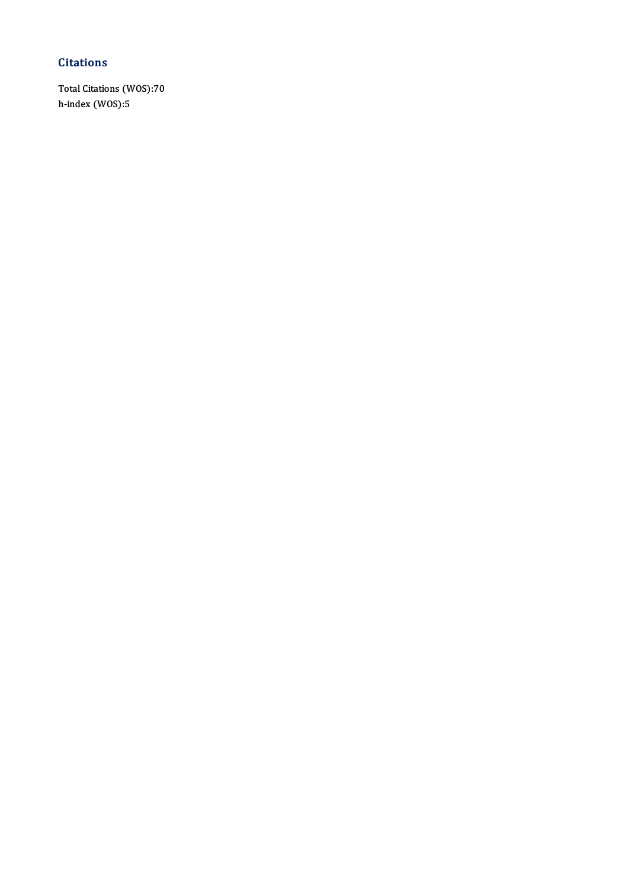## Citations

Total Citations (WOS):70
h-index (WOS):5